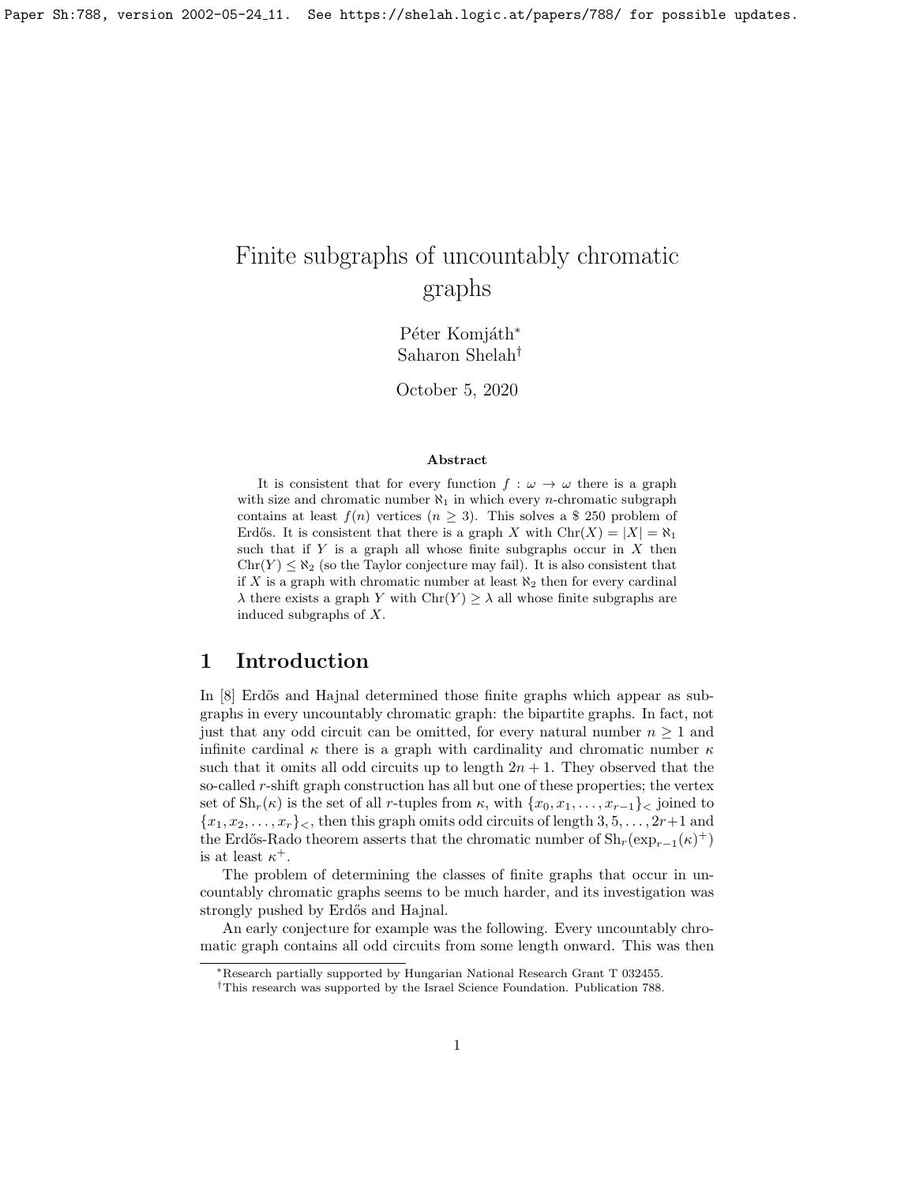# Finite subgraphs of uncountably chromatic graphs

Péter Komjáth[*]
Saharon Shelah[†]

October 5, 2020

### Abstract

It is consistent that for every function $f : \omega \to \omega$ there is a graph with size and chromatic number $\aleph_1$ in which every $n$-chromatic subgraph contains at least $f(n)$ vertices ($n \geq 3$). This solves a \$ 250 problem of Erdős. It is consistent that there is a graph $X$ with $\mathrm{Chr}(X) = |X| = \aleph_1$ such that if $Y$ is a graph all whose finite subgraphs occur in $X$ then $\mathrm{Chr}(Y) \leq \aleph_2$ (so the Taylor conjecture may fail). It is also consistent that if $X$ is a graph with chromatic number at least $\aleph_2$ then for every cardinal $\lambda$ there exists a graph $Y$ with $\mathrm{Chr}(Y) \geq \lambda$ all whose finite subgraphs are induced subgraphs of $X$.

## 1 Introduction

In [8] Erdős and Hajnal determined those finite graphs which appear as subgraphs in every uncountably chromatic graph: the bipartite graphs. In fact, not just that any odd circuit can be omitted, for every natural number $n \geq 1$ and infinite cardinal $\kappa$ there is a graph with cardinality and chromatic number $\kappa$ such that it omits all odd circuits up to length $2n + 1$. They observed that the so-called $r$-shift graph construction has all but one of these properties; the vertex set of $\mathrm{Sh}_r(\kappa)$ is the set of all $r$-tuples from $\kappa$, with $\{x_0, x_1, \ldots, x_{r-1}\}_<$ joined to $\{x_1, x_2, \ldots, x_r\}_<$, then this graph omits odd circuits of length $3, 5, \ldots, 2r+1$ and the Erdős-Rado theorem asserts that the chromatic number of $\mathrm{Sh}_r(\exp_{r-1}(\kappa)^+)$ is at least $\kappa^+$.

The problem of determining the classes of finite graphs that occur in uncountably chromatic graphs seems to be much harder, and its investigation was strongly pushed by Erdős and Hajnal.

An early conjecture for example was the following. Every uncountably chromatic graph contains all odd circuits from some length onward. This was then

[*] Research partially supported by Hungarian National Research Grant T 032455.

[†] This research was supported by the Israel Science Foundation. Publication 788.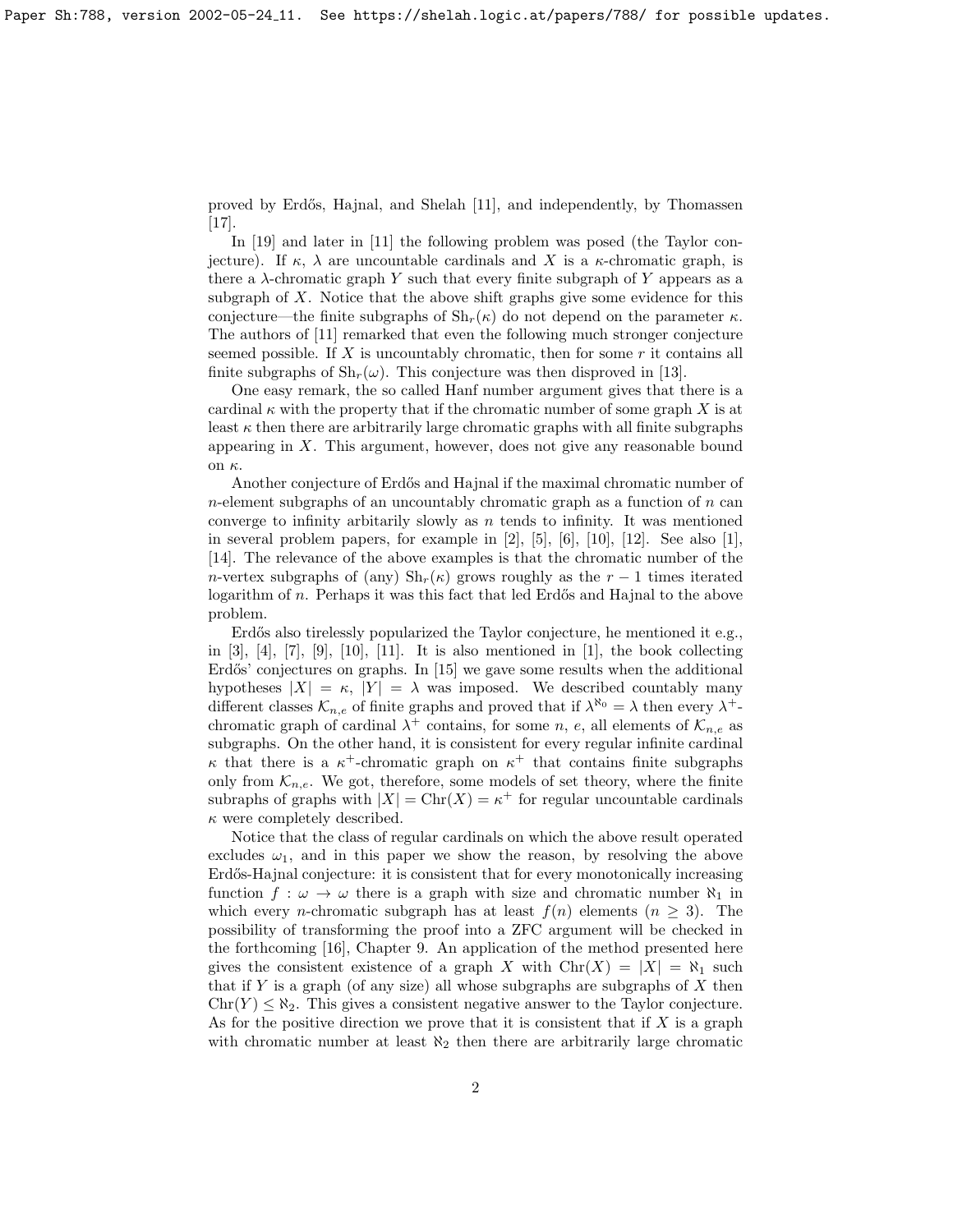proved by Erdős, Hajnal, and Shelah [11], and independently, by Thomassen [17].

In [19] and later in [11] the following problem was posed (the Taylor conjecture). If $\kappa$, $\lambda$ are uncountable cardinals and $X$ is a $\kappa$-chromatic graph, is there a $\lambda$-chromatic graph $Y$ such that every finite subgraph of $Y$ appears as a subgraph of $X$. Notice that the above shift graphs give some evidence for this conjecture—the finite subgraphs of $\mathrm{Sh}_r(\kappa)$ do not depend on the parameter $\kappa$. The authors of [11] remarked that even the following much stronger conjecture seemed possible. If $X$ is uncountably chromatic, then for some $r$ it contains all finite subgraphs of $\mathrm{Sh}_r(\omega)$. This conjecture was then disproved in [13].

One easy remark, the so called Hanf number argument gives that there is a cardinal $\kappa$ with the property that if the chromatic number of some graph $X$ is at least $\kappa$ then there are arbitrarily large chromatic graphs with all finite subgraphs appearing in $X$. This argument, however, does not give any reasonable bound on $\kappa$.

Another conjecture of Erdős and Hajnal if the maximal chromatic number of $n$-element subgraphs of an uncountably chromatic graph as a function of $n$ can converge to infinity arbitrarily slowly as $n$ tends to infinity. It was mentioned in several problem papers, for example in [2], [5], [6], [10], [12]. See also [1], [14]. The relevance of the above examples is that the chromatic number of the $n$-vertex subgraphs of (any) $\mathrm{Sh}_r(\kappa)$ grows roughly as the $r-1$ times iterated logarithm of $n$. Perhaps it was this fact that led Erdős and Hajnal to the above problem.

Erdős also tirelessly popularized the Taylor conjecture, he mentioned it e.g., in [3], [4], [7], [9], [10], [11]. It is also mentioned in [1], the book collecting Erdős' conjectures on graphs. In [15] we gave some results when the additional hypotheses $|X| = \kappa$, $|Y| = \lambda$ was imposed. We described countably many different classes $\mathcal{K}_{n,e}$ of finite graphs and proved that if $\lambda^{\aleph_0} = \lambda$ then every $\lambda^+$-chromatic graph of cardinal $\lambda^+$ contains, for some $n$, $e$, all elements of $\mathcal{K}_{n,e}$ as subgraphs. On the other hand, it is consistent for every regular infinite cardinal $\kappa$ that there is a $\kappa^+$-chromatic graph on $\kappa^+$ that contains finite subgraphs only from $\mathcal{K}_{n,e}$. We got, therefore, some models of set theory, where the finite subraphs of graphs with $|X| = \mathrm{Chr}(X) = \kappa^+$ for regular uncountable cardinals $\kappa$ were completely described.

Notice that the class of regular cardinals on which the above result operated excludes $\omega_1$, and in this paper we show the reason, by resolving the above Erdős-Hajnal conjecture: it is consistent that for every monotonically increasing function $f : \omega \to \omega$ there is a graph with size and chromatic number $\aleph_1$ in which every $n$-chromatic subgraph has at least $f(n)$ elements ($n \geq 3$). The possibility of transforming the proof into a ZFC argument will be checked in the forthcoming [16], Chapter 9. An application of the method presented here gives the consistent existence of a graph $X$ with $\mathrm{Chr}(X) = |X| = \aleph_1$ such that if $Y$ is a graph (of any size) all whose subgraphs are subgraphs of $X$ then $\mathrm{Chr}(Y) \leq \aleph_2$. This gives a consistent negative answer to the Taylor conjecture. As for the positive direction we prove that it is consistent that if $X$ is a graph with chromatic number at least $\aleph_2$ then there are arbitrarily large chromatic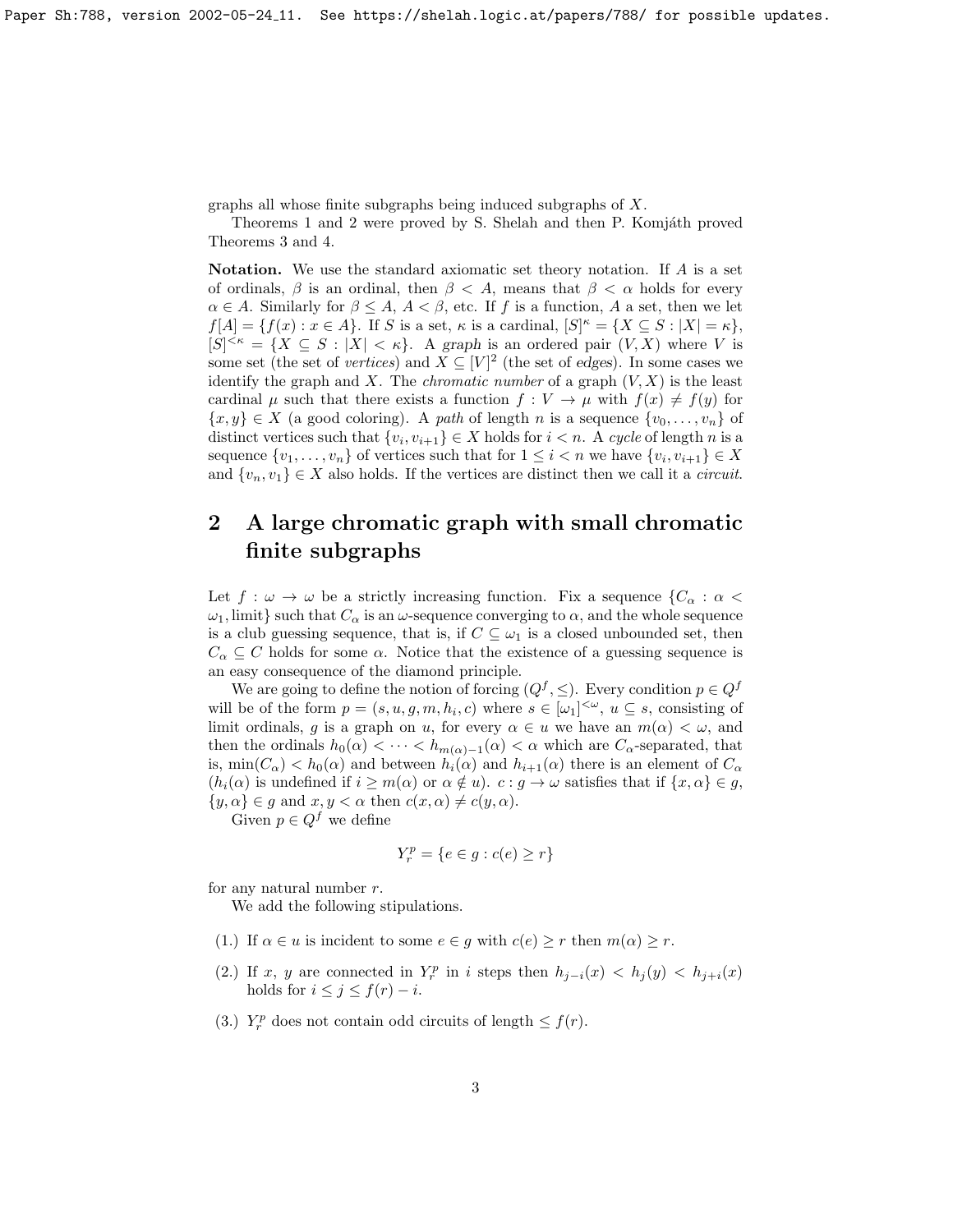graphs all whose finite subgraphs being induced subgraphs of $X$.

Theorems 1 and 2 were proved by S. Shelah and then P. Komjáth proved Theorems 3 and 4.

**Notation.** We use the standard axiomatic set theory notation. If $A$ is a set of ordinals, $\beta$ is an ordinal, then $\beta < A$, means that $\beta < \alpha$ holds for every $\alpha \in A$. Similarly for $\beta \leq A$, $A < \beta$, etc. If $f$ is a function, $A$ a set, then we let $f[A] = \{f(x) : x \in A\}$. If $S$ is a set, $\kappa$ is a cardinal, $[S]^\kappa = \{X \subseteq S : |X| = \kappa\}$, $[S]^{<\kappa} = \{X \subseteq S : |X| < \kappa\}$. A *graph* is an ordered pair $(V, X)$ where $V$ is some set (the set of *vertices*) and $X \subseteq [V]^2$ (the set of *edges*). In some cases we identify the graph and $X$. The *chromatic number* of a graph $(V, X)$ is the least cardinal $\mu$ such that there exists a function $f : V \to \mu$ with $f(x) \neq f(y)$ for $\{x, y\} \in X$ (a good coloring). A *path* of length $n$ is a sequence $\{v_0, \dots, v_n\}$ of distinct vertices such that $\{v_i, v_{i+1}\} \in X$ holds for $i < n$. A *cycle* of length $n$ is a sequence $\{v_1, \dots, v_n\}$ of vertices such that for $1 \leq i < n$ we have $\{v_i, v_{i+1}\} \in X$ and $\{v_n, v_1\} \in X$ also holds. If the vertices are distinct then we call it a *circuit*.

## 2 A large chromatic graph with small chromatic finite subgraphs

Let $f : \omega \to \omega$ be a strictly increasing function. Fix a sequence $\{C_\alpha : \alpha < \omega_1, \text{limit}\}$ such that $C_\alpha$ is an $\omega$-sequence converging to $\alpha$, and the whole sequence is a club guessing sequence, that is, if $C \subseteq \omega_1$ is a closed unbounded set, then $C_\alpha \subseteq C$ holds for some $\alpha$. Notice that the existence of a guessing sequence is an easy consequence of the diamond principle.

We are going to define the notion of forcing $(Q^f, \leq)$. Every condition $p \in Q^f$ will be of the form $p = (s, u, g, m, h_i, c)$ where $s \in [\omega_1]^{<\omega}$, $u \subseteq s$, consisting of limit ordinals, $g$ is a graph on $u$, for every $\alpha \in u$ we have an $m(\alpha) < \omega$, and then the ordinals $h_0(\alpha) < \dots < h_{m(\alpha)-1}(\alpha) < \alpha$ which are $C_\alpha$-separated, that is, $\min(C_\alpha) < h_0(\alpha)$ and between $h_i(\alpha)$ and $h_{i+1}(\alpha)$ there is an element of $C_\alpha$ ($h_i(\alpha)$ is undefined if $i \geq m(\alpha)$ or $\alpha \notin u$). $c : g \to \omega$ satisfies that if $\{x, \alpha\} \in g$, $\{y, \alpha\} \in g$ and $x, y < \alpha$ then $c(x, \alpha) \neq c(y, \alpha)$.

Given $p \in Q^f$ we define

$$Y_r^p = \{e \in g : c(e) \geq r\}$$

for any natural number $r$.

We add the following stipulations.

(1.) If $\alpha \in u$ is incident to some $e \in g$ with $c(e) \geq r$ then $m(\alpha) \geq r$.

(2.) If $x$, $y$ are connected in $Y_r^p$ in $i$ steps then $h_{j-i}(x) < h_j(y) < h_{j+i}(x)$ holds for $i \leq j \leq f(r) - i$.

(3.) $Y_r^p$ does not contain odd circuits of length $\leq f(r)$.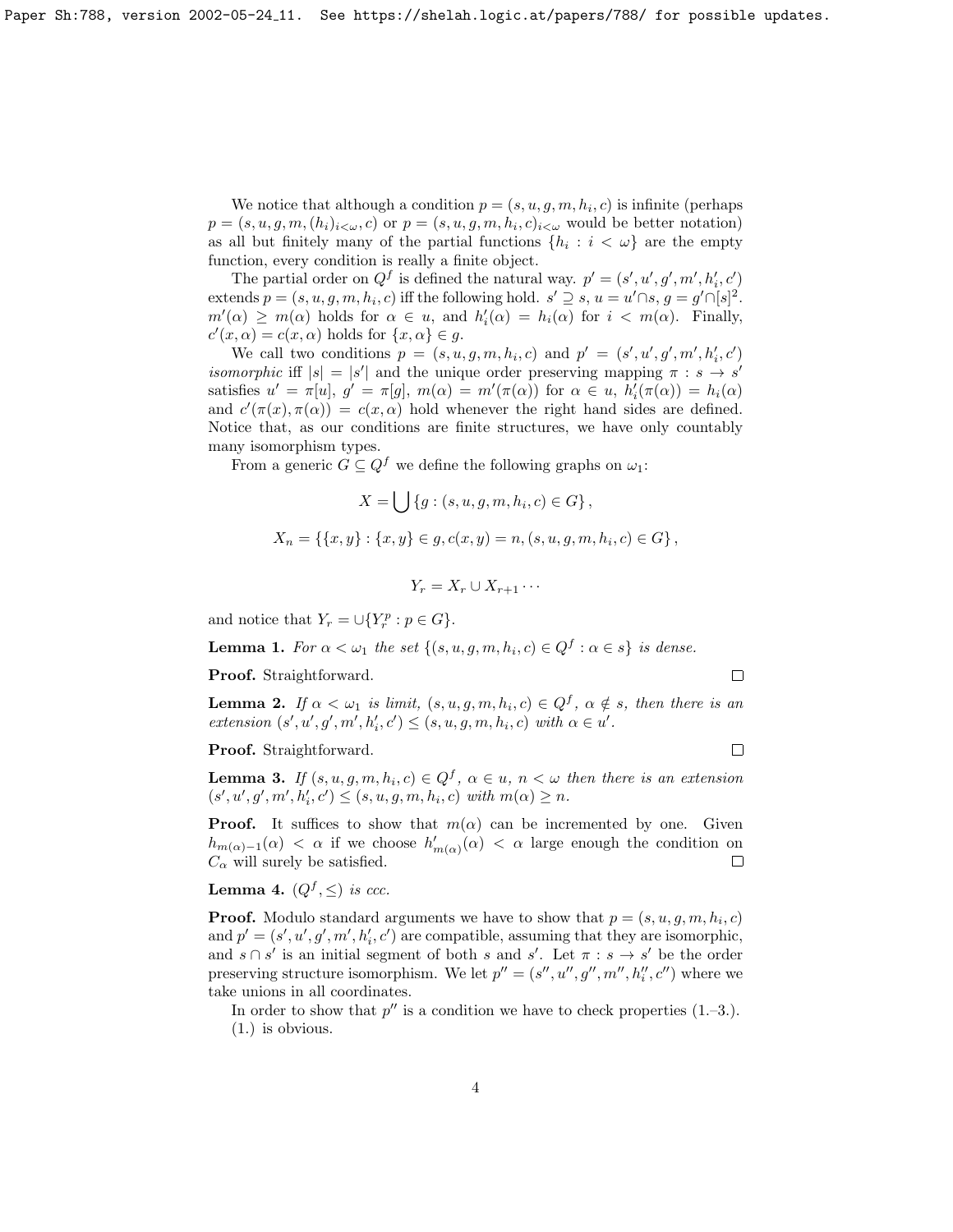We notice that although a condition $p = (s, u, g, m, h_i, c)$ is infinite (perhaps $p = (s, u, g, m, (h_i)_{i<\omega}, c)$ or $p = (s, u, g, m, h_i, c)_{i<\omega}$ would be better notation) as all but finitely many of the partial functions $\{h_i : i < \omega\}$ are the empty function, every condition is really a finite object.

The partial order on $Q^f$ is defined the natural way. $p' = (s', u', g', m', h'_i, c')$ extends $p = (s, u, g, m, h_i, c)$ iff the following hold. $s' \supseteq s$, $u = u' \cap s$, $g = g' \cap [s]^2$. $m'(\alpha) \geq m(\alpha)$ holds for $\alpha \in u$, and $h'_i(\alpha) = h_i(\alpha)$ for $i < m(\alpha)$. Finally, $c'(x, \alpha) = c(x, \alpha)$ holds for $\{x, \alpha\} \in g$.

We call two conditions $p = (s, u, g, m, h_i, c)$ and $p' = (s', u', g', m', h'_i, c')$ *isomorphic* iff $|s| = |s'|$ and the unique order preserving mapping $\pi : s \to s'$ satisfies $u' = \pi[u]$, $g' = \pi[g]$, $m(\alpha) = m'(\pi(\alpha))$ for $\alpha \in u$, $h'_i(\pi(\alpha)) = h_i(\alpha)$ and $c'(\pi(x), \pi(\alpha)) = c(x, \alpha)$ hold whenever the right hand sides are defined. Notice that, as our conditions are finite structures, we have only countably many isomorphism types.

From a generic $G \subseteq Q^f$ we define the following graphs on $\omega_1$:

$$X = \bigcup \{g : (s, u, g, m, h_i, c) \in G\},$$

$$X_n = \{\{x, y\} : \{x, y\} \in g, c(x, y) = n, (s, u, g, m, h_i, c) \in G\},$$

$$Y_r = X_r \cup X_{r+1} \cdots$$

and notice that $Y_r = \cup\{Y_r^p : p \in G\}$.

**Lemma 1.** *For $\alpha < \omega_1$ the set $\{(s, u, g, m, h_i, c) \in Q^f : \alpha \in s\}$ is dense.*

**Proof.** Straightforward. $\square$

**Lemma 2.** *If $\alpha < \omega_1$ is limit, $(s, u, g, m, h_i, c) \in Q^f$, $\alpha \notin s$, then there is an extension $(s', u', g', m', h'_i, c') \leq (s, u, g, m, h_i, c)$ with $\alpha \in u'$.*

**Proof.** Straightforward. $\square$

**Lemma 3.** *If $(s, u, g, m, h_i, c) \in Q^f$, $\alpha \in u$, $n < \omega$ then there is an extension $(s', u', g', m', h'_i, c') \leq (s, u, g, m, h_i, c)$ with $m(\alpha) \geq n$.*

**Proof.** It suffices to show that $m(\alpha)$ can be incremented by one. Given $h_{m(\alpha)-1}(\alpha) < \alpha$ if we choose $h'_{m(\alpha)}(\alpha) < \alpha$ large enough the condition on $C_\alpha$ will surely be satisfied. $\square$

**Lemma 4.** $(Q^f, \leq)$ *is ccc.*

**Proof.** Modulo standard arguments we have to show that $p = (s, u, g, m, h_i, c)$ and $p' = (s', u', g', m', h'_i, c')$ are compatible, assuming that they are isomorphic, and $s \cap s'$ is an initial segment of both $s$ and $s'$. Let $\pi : s \to s'$ be the order preserving structure isomorphism. We let $p'' = (s'', u'', g'', m'', h''_i, c'')$ where we take unions in all coordinates.

In order to show that $p''$ is a condition we have to check properties (1.–3.). (1.) is obvious.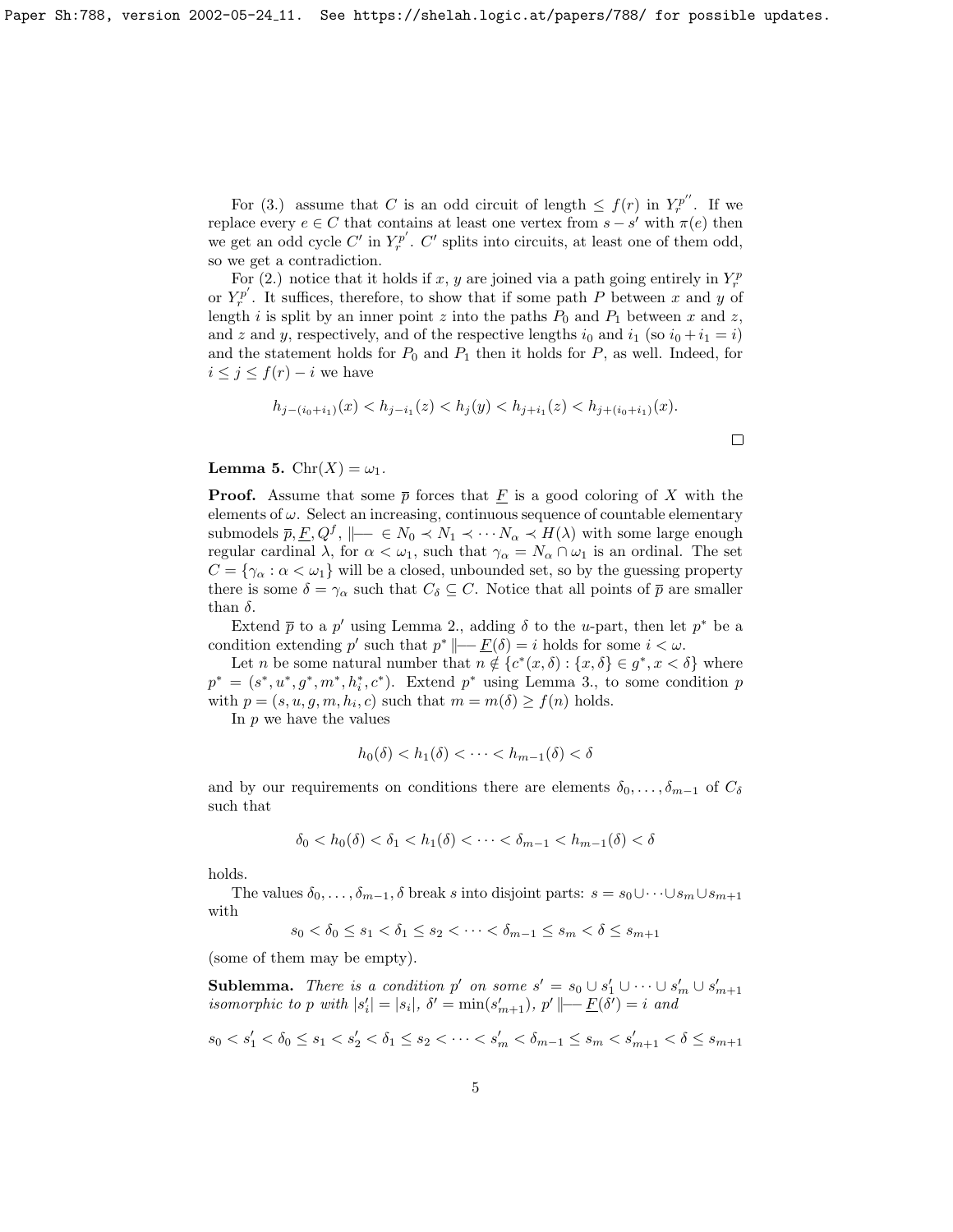For (3.) assume that $C$ is an odd circuit of length $\leq f(r)$ in $Y_r^{p''}$. If we replace every $e \in C$ that contains at least one vertex from $s - s'$ with $\pi(e)$ then we get an odd cycle $C'$ in $Y_r^{p'}$. $C'$ splits into circuits, at least one of them odd, so we get a contradiction.

For (2.) notice that it holds if $x$, $y$ are joined via a path going entirely in $Y_r^p$ or $Y_r^{p'}$. It suffices, therefore, to show that if some path $P$ between $x$ and $y$ of length $i$ is split by an inner point $z$ into the paths $P_0$ and $P_1$ between $x$ and $z$, and $z$ and $y$, respectively, and of the respective lengths $i_0$ and $i_1$ (so $i_0 + i_1 = i$) and the statement holds for $P_0$ and $P_1$ then it holds for $P$, as well. Indeed, for $i \leq j \leq f(r) - i$ we have

$$h_{j-(i_0+i_1)}(x) < h_{j-i_1}(z) < h_j(y) < h_{j+i_1}(z) < h_{j+(i_0+i_1)}(x).$$

$\square$

**Lemma 5.** $\mathrm{Chr}(X) = \omega_1$.

**Proof.** Assume that some $\overline{p}$ forces that $\underline{F}$ is a good coloring of $X$ with the elements of $\omega$. Select an increasing, continuous sequence of countable elementary submodels $\overline{p}, \underline{F}, Q^f, \Vdash \in N_0 \prec N_1 \prec \cdots N_\alpha \prec H(\lambda)$ with some large enough regular cardinal $\lambda$, for $\alpha < \omega_1$, such that $\gamma_\alpha = N_\alpha \cap \omega_1$ is an ordinal. The set $C = \{\gamma_\alpha : \alpha < \omega_1\}$ will be a closed, unbounded set, so by the guessing property there is some $\delta = \gamma_\alpha$ such that $C_\delta \subseteq C$. Notice that all points of $\overline{p}$ are smaller than $\delta$.

Extend $\overline{p}$ to a $p'$ using Lemma 2., adding $\delta$ to the $u$-part, then let $p^*$ be a condition extending $p'$ such that $p^* \Vdash \underline{F}(\delta) = i$ holds for some $i < \omega$.

Let $n$ be some natural number that $n \notin \{c^*(x, \delta) : \{x, \delta\} \in g^*, x < \delta\}$ where $p^* = (s^*, u^*, g^*, m^*, h_i^*, c^*)$. Extend $p^*$ using Lemma 3., to some condition $p$ with $p = (s, u, g, m, h_i, c)$ such that $m = m(\delta) \geq f(n)$ holds.

In $p$ we have the values

$$h_0(\delta) < h_1(\delta) < \cdots < h_{m-1}(\delta) < \delta$$

and by our requirements on conditions there are elements $\delta_0, \ldots, \delta_{m-1}$ of $C_\delta$ such that

$$\delta_0 < h_0(\delta) < \delta_1 < h_1(\delta) < \cdots < \delta_{m-1} < h_{m-1}(\delta) < \delta$$

holds.

The values $\delta_0, \ldots, \delta_{m-1}, \delta$ break $s$ into disjoint parts: $s = s_0 \cup \cdots \cup s_m \cup s_{m+1}$ with

$$s_0 < \delta_0 \leq s_1 < \delta_1 \leq s_2 < \cdots < \delta_{m-1} \leq s_m < \delta \leq s_{m+1}$$

(some of them may be empty).

**Sublemma.** *There is a condition $p'$ on some $s' = s_0 \cup s_1' \cup \cdots \cup s_m' \cup s_{m+1}'$ isomorphic to $p$ with $|s_i'| = |s_i|$, $\delta' = \min(s_{m+1}')$, $p' \Vdash \underline{F}(\delta') = i$ and*

$$s_0 < s_1' < \delta_0 \leq s_1 < s_2' < \delta_1 \leq s_2 < \cdots < s_m' < \delta_{m-1} \leq s_m < s_{m+1}' < \delta \leq s_{m+1}$$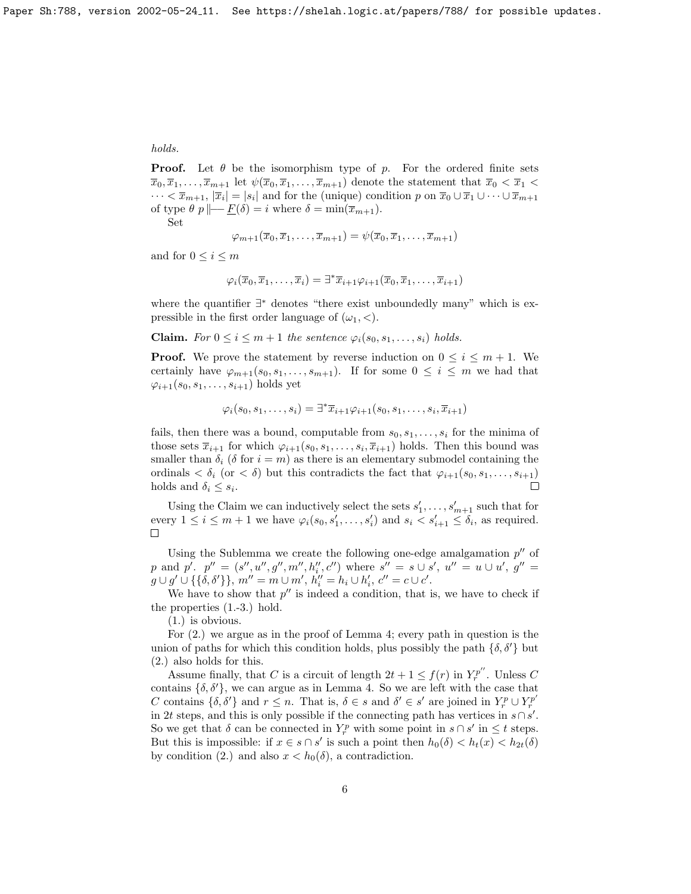*holds.*

**Proof.** Let $\theta$ be the isomorphism type of $p$. For the ordered finite sets $\overline{x}_0, \overline{x}_1, \ldots, \overline{x}_{m+1}$ let $\psi(\overline{x}_0, \overline{x}_1, \ldots, \overline{x}_{m+1})$ denote the statement that $\overline{x}_0 < \overline{x}_1 < \cdots < \overline{x}_{m+1}$, $|\overline{x}_i| = |s_i|$ and for the (unique) condition $p$ on $\overline{x}_0 \cup \overline{x}_1 \cup \cdots \cup \overline{x}_{m+1}$ of type $\theta$ $p \Vdash \underline{F}(\delta) = i$ where $\delta = \min(\overline{x}_{m+1})$.

Set

$$\varphi_{m+1}(\overline{x}_0, \overline{x}_1, \ldots, \overline{x}_{m+1}) = \psi(\overline{x}_0, \overline{x}_1, \ldots, \overline{x}_{m+1})$$

and for $0 \leq i \leq m$

$$\varphi_i(\overline{x}_0, \overline{x}_1, \ldots, \overline{x}_i) = \exists^* \overline{x}_{i+1} \varphi_{i+1}(\overline{x}_0, \overline{x}_1, \ldots, \overline{x}_{i+1})$$

where the quantifier $\exists^*$ denotes "there exist unboundedly many" which is expressible in the first order language of $(\omega_1, <)$.

**Claim.** *For $0 \leq i \leq m+1$ the sentence $\varphi_i(s_0, s_1, \ldots, s_i)$ holds.*

**Proof.** We prove the statement by reverse induction on $0 \leq i \leq m+1$. We certainly have $\varphi_{m+1}(s_0, s_1, \ldots, s_{m+1})$. If for some $0 \leq i \leq m$ we had that $\varphi_{i+1}(s_0, s_1, \ldots, s_{i+1})$ holds yet

$$\varphi_i(s_0, s_1, \ldots, s_i) = \exists^* \overline{x}_{i+1} \varphi_{i+1}(s_0, s_1, \ldots, s_i, \overline{x}_{i+1})$$

fails, then there was a bound, computable from $s_0, s_1, \ldots, s_i$ for the minima of those sets $\overline{x}_{i+1}$ for which $\varphi_{i+1}(s_0, s_1, \ldots, s_i, \overline{x}_{i+1})$ holds. Then this bound was smaller than $\delta_i$ ($\delta$ for $i = m$) as there is an elementary submodel containing the ordinals $< \delta_i$ (or $< \delta$) but this contradicts the fact that $\varphi_{i+1}(s_0, s_1, \ldots, s_{i+1})$ holds and $\delta_i \leq s_i$. □

Using the Claim we can inductively select the sets $s'_1, \ldots, s'_{m+1}$ such that for every $1 \leq i \leq m+1$ we have $\varphi_i(s_0, s'_1, \ldots, s'_i)$ and $s_i < s'_{i+1} \leq \delta_i$, as required. □

Using the Sublemma we create the following one-edge amalgamation $p''$ of $p$ and $p'$. $p'' = (s'', u'', g'', m'', h''_i, c'')$ where $s'' = s \cup s'$, $u'' = u \cup u'$, $g'' = g \cup g' \cup \{\{\delta, \delta'\}\}$, $m'' = m \cup m'$, $h''_i = h_i \cup h'_i$, $c'' = c \cup c'$.

We have to show that $p''$ is indeed a condition, that is, we have to check if the properties (1.-3.) hold.

(1.) is obvious.

For (2.) we argue as in the proof of Lemma 4; every path in question is the union of paths for which this condition holds, plus possibly the path $\{\delta, \delta'\}$ but (2.) also holds for this.

Assume finally, that $C$ is a circuit of length $2t + 1 \leq f(r)$ in $Y_r^{p''}$. Unless $C$ contains $\{\delta, \delta'\}$, we can argue as in Lemma 4. So we are left with the case that $C$ contains $\{\delta, \delta'\}$ and $r \leq n$. That is, $\delta \in s$ and $\delta' \in s'$ are joined in $Y_r^p \cup Y_r^{p'}$ in $2t$ steps, and this is only possible if the connecting path has vertices in $s \cap s'$. So we get that $\delta$ can be connected in $Y_r^p$ with some point in $s \cap s'$ in $\leq t$ steps. But this is impossible: if $x \in s \cap s'$ is such a point then $h_0(\delta) < h_t(x) < h_{2t}(\delta)$ by condition (2.) and also $x < h_0(\delta)$, a contradiction.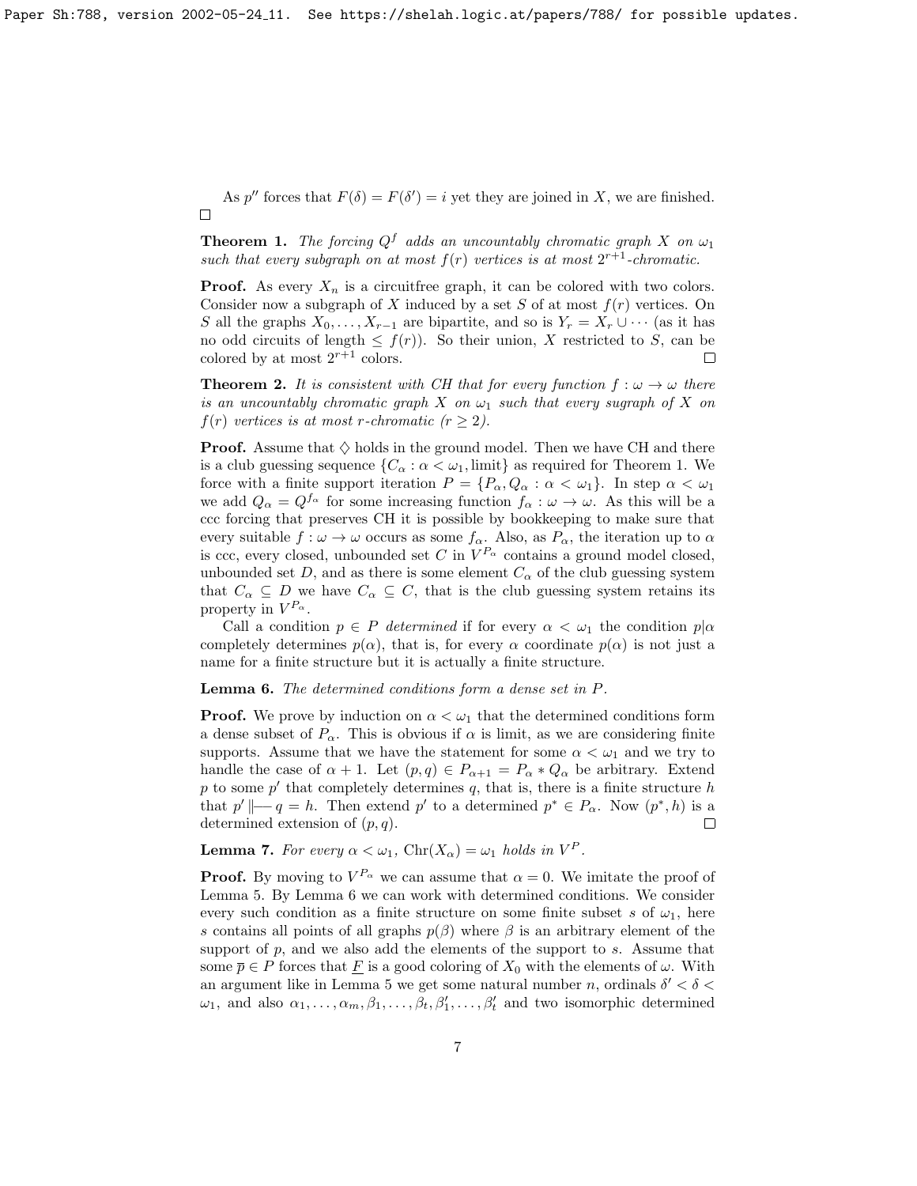As $p''$ forces that $F(\delta) = F(\delta') = i$ yet they are joined in $X$, we are finished.
$\square$

**Theorem 1.** *The forcing $Q^f$ adds an uncountably chromatic graph $X$ on $\omega_1$ such that every subgraph on at most $f(r)$ vertices is at most $2^{r+1}$-chromatic.*

**Proof.** As every $X_n$ is a circuitfree graph, it can be colored with two colors. Consider now a subgraph of $X$ induced by a set $S$ of at most $f(r)$ vertices. On $S$ all the graphs $X_0, \dots, X_{r-1}$ are bipartite, and so is $Y_r = X_r \cup \cdots$ (as it has no odd circuits of length $\leq f(r)$). So their union, $X$ restricted to $S$, can be colored by at most $2^{r+1}$ colors. $\square$

**Theorem 2.** *It is consistent with CH that for every function $f : \omega \to \omega$ there is an uncountably chromatic graph $X$ on $\omega_1$ such that every sugraph of $X$ on $f(r)$ vertices is at most $r$-chromatic ($r \geq 2$).*

**Proof.** Assume that $\diamondsuit$ holds in the ground model. Then we have CH and there is a club guessing sequence $\{C_\alpha : \alpha < \omega_1, \text{limit}\}$ as required for Theorem 1. We force with a finite support iteration $P = \{P_\alpha, Q_\alpha : \alpha < \omega_1\}$. In step $\alpha < \omega_1$ we add $Q_\alpha = Q^{f_\alpha}$ for some increasing function $f_\alpha : \omega \to \omega$. As this will be a ccc forcing that preserves CH it is possible by bookkeeping to make sure that every suitable $f : \omega \to \omega$ occurs as some $f_\alpha$. Also, as $P_\alpha$, the iteration up to $\alpha$ is ccc, every closed, unbounded set $C$ in $V^{P_\alpha}$ contains a ground model closed, unbounded set $D$, and as there is some element $C_\alpha$ of the club guessing system that $C_\alpha \subseteq D$ we have $C_\alpha \subseteq C$, that is the club guessing system retains its property in $V^{P_\alpha}$.

Call a condition $p \in P$ *determined* if for every $\alpha < \omega_1$ the condition $p|\alpha$ completely determines $p(\alpha)$, that is, for every $\alpha$ coordinate $p(\alpha)$ is not just a name for a finite structure but it is actually a finite structure.

**Lemma 6.** *The determined conditions form a dense set in $P$.*

**Proof.** We prove by induction on $\alpha < \omega_1$ that the determined conditions form a dense subset of $P_\alpha$. This is obvious if $\alpha$ is limit, as we are considering finite supports. Assume that we have the statement for some $\alpha < \omega_1$ and we try to handle the case of $\alpha + 1$. Let $(p, q) \in P_{\alpha+1} = P_\alpha * Q_\alpha$ be arbitrary. Extend $p$ to some $p'$ that completely determines $q$, that is, there is a finite structure $h$ that $p' \Vdash q = h$. Then extend $p'$ to a determined $p^* \in P_\alpha$. Now $(p^*, h)$ is a determined extension of $(p, q)$. $\square$

**Lemma 7.** *For every $\alpha < \omega_1$, $\mathrm{Chr}(X_\alpha) = \omega_1$ holds in $V^P$.*

**Proof.** By moving to $V^{P_\alpha}$ we can assume that $\alpha = 0$. We imitate the proof of Lemma 5. By Lemma 6 we can work with determined conditions. We consider every such condition as a finite structure on some finite subset $s$ of $\omega_1$, here $s$ contains all points of all graphs $p(\beta)$ where $\beta$ is an arbitrary element of the support of $p$, and we also add the elements of the support to $s$. Assume that some $\overline{p} \in P$ forces that $\underline{F}$ is a good coloring of $X_0$ with the elements of $\omega$. With an argument like in Lemma 5 we get some natural number $n$, ordinals $\delta' < \delta < \omega_1$, and also $\alpha_1, \dots, \alpha_m, \beta_1, \dots, \beta_t, \beta'_1, \dots, \beta'_t$ and two isomorphic determined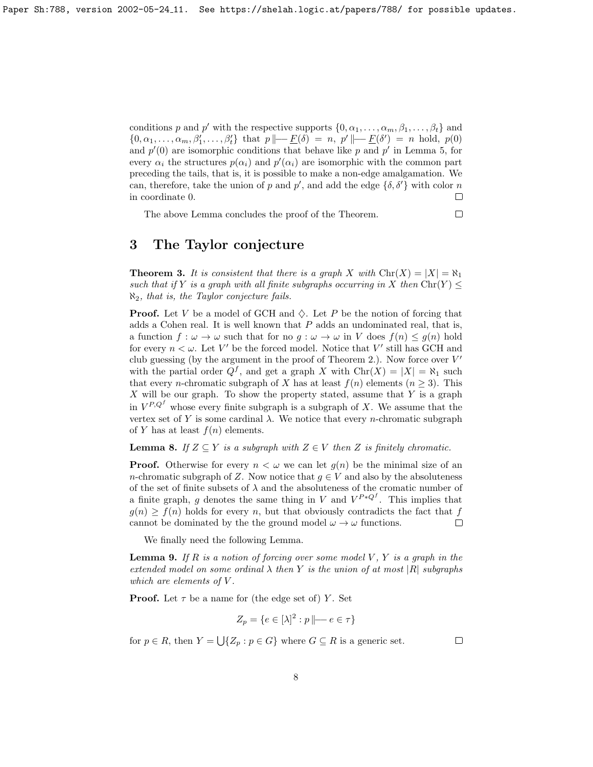conditions $p$ and $p'$ with the respective supports $\{0, \alpha_1, \dots, \alpha_m, \beta_1, \dots, \beta_t\}$ and $\{0, \alpha_1, \dots, \alpha_m, \beta_1', \dots, \beta_t'\}$ that $p \Vdash \underset{\sim}{F}(\delta) = n$, $p' \Vdash \underset{\sim}{F}(\delta') = n$ hold, $p(0)$ and $p'(0)$ are isomorphic conditions that behave like $p$ and $p'$ in Lemma 5, for every $\alpha_i$ the structures $p(\alpha_i)$ and $p'(\alpha_i)$ are isomorphic with the common part preceding the tails, that is, it is possible to make a non-edge amalgamation. We can, therefore, take the union of $p$ and $p'$, and add the edge $\{\delta, \delta'\}$ with color $n$ in coordinate 0. $\square$

The above Lemma concludes the proof of the Theorem. $\square$

## 3 The Taylor conjecture

**Theorem 3.** *It is consistent that there is a graph $X$ with $\mathrm{Chr}(X) = |X| = \aleph_1$ such that if $Y$ is a graph with all finite subgraphs occurring in $X$ then $\mathrm{Chr}(Y) \leq \aleph_2$, that is, the Taylor conjecture fails.*

**Proof.** Let $V$ be a model of GCH and $\diamondsuit$. Let $P$ be the notion of forcing that adds a Cohen real. It is well known that $P$ adds an undominated real, that is, a function $f : \omega \to \omega$ such that for no $g : \omega \to \omega$ in $V$ does $f(n) \leq g(n)$ hold for every $n < \omega$. Let $V'$ be the forced model. Notice that $V'$ still has GCH and club guessing (by the argument in the proof of Theorem 2.). Now force over $V'$ with the partial order $Q^f$, and get a graph $X$ with $\mathrm{Chr}(X) = |X| = \aleph_1$ such that every $n$-chromatic subgraph of $X$ has at least $f(n)$ elements ($n \geq 3$). This $X$ will be our graph. To show the property stated, assume that $Y$ is a graph in $V^{P,Q^f}$ whose every finite subgraph is a subgraph of $X$. We assume that the vertex set of $Y$ is some cardinal $\lambda$. We notice that every $n$-chromatic subgraph of $Y$ has at least $f(n)$ elements.

**Lemma 8.** *If $Z \subseteq Y$ is a subgraph with $Z \in V$ then $Z$ is finitely chromatic.*

**Proof.** Otherwise for every $n < \omega$ we can let $g(n)$ be the minimal size of an $n$-chromatic subgraph of $Z$. Now notice that $g \in V$ and also by the absoluteness of the set of finite subsets of $\lambda$ and the absoluteness of the cromatic number of a finite graph, $g$ denotes the same thing in $V$ and $V^{P*Q^f}$. This implies that $g(n) \geq f(n)$ holds for every $n$, but that obviously contradicts the fact that $f$ cannot be dominated by the the ground model $\omega \to \omega$ functions. $\square$

We finally need the following Lemma.

**Lemma 9.** *If $R$ is a notion of forcing over some model $V$, $Y$ is a graph in the extended model on some ordinal $\lambda$ then $Y$ is the union of at most $|R|$ subgraphs which are elements of $V$.*

**Proof.** Let $\tau$ be a name for (the edge set of) $Y$. Set

$$Z_p = \{e \in [\lambda]^2 : p \Vdash e \in \tau\}$$

for $p \in R$, then $Y = \bigcup\{Z_p : p \in G\}$ where $G \subseteq R$ is a generic set. $\square$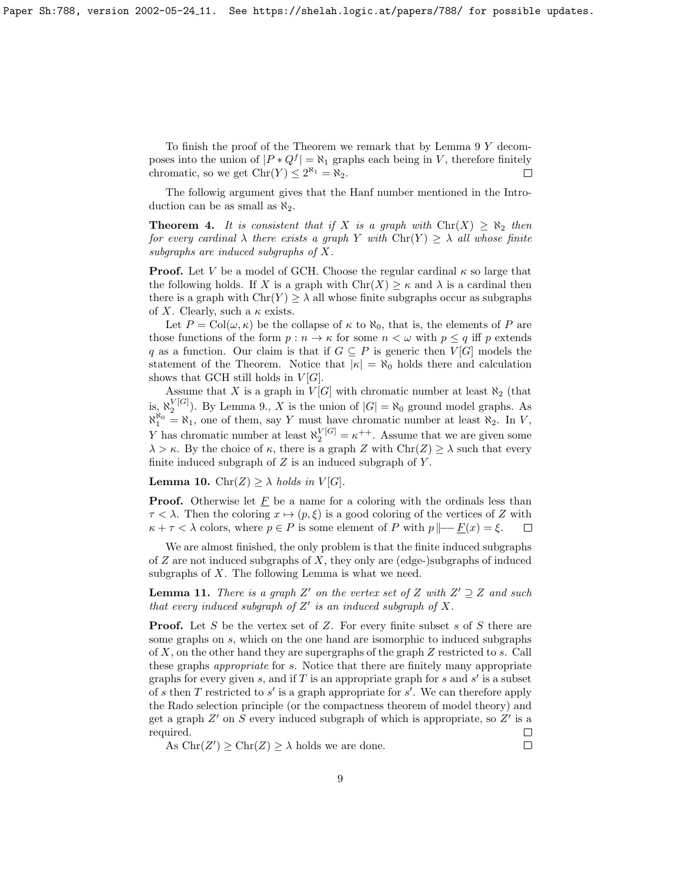To finish the proof of the Theorem we remark that by Lemma 9 $Y$ decomposes into the union of $|P * Q^f| = \aleph_1$ graphs each being in $V$, therefore finitely chromatic, so we get $\mathrm{Chr}(Y) \leq 2^{\aleph_1} = \aleph_2$. $\square$

The followig argument gives that the Hanf number mentioned in the Introduction can be as small as $\aleph_2$.

**Theorem 4.** *It is consistent that if $X$ is a graph with $\mathrm{Chr}(X) \geq \aleph_2$ then for every cardinal $\lambda$ there exists a graph $Y$ with $\mathrm{Chr}(Y) \geq \lambda$ all whose finite subgraphs are induced subgraphs of $X$.*

**Proof.** Let $V$ be a model of GCH. Choose the regular cardinal $\kappa$ so large that the following holds. If $X$ is a graph with $\mathrm{Chr}(X) \geq \kappa$ and $\lambda$ is a cardinal then there is a graph with $\mathrm{Chr}(Y) \geq \lambda$ all whose finite subgraphs occur as subgraphs of $X$. Clearly, such a $\kappa$ exists.

Let $P = \mathrm{Col}(\omega, \kappa)$ be the collapse of $\kappa$ to $\aleph_0$, that is, the elements of $P$ are those functions of the form $p : n \to \kappa$ for some $n < \omega$ with $p \leq q$ iff $p$ extends $q$ as a function. Our claim is that if $G \subseteq P$ is generic then $V[G]$ models the statement of the Theorem. Notice that $|\kappa| = \aleph_0$ holds there and calculation shows that GCH still holds in $V[G]$.

Assume that $X$ is a graph in $V[G]$ with chromatic number at least $\aleph_2$ (that is, $\aleph_2^{V[G]}$). By Lemma 9., $X$ is the union of $|G| = \aleph_0$ ground model graphs. As $\aleph_1^{\aleph_0} = \aleph_1$, one of them, say $Y$ must have chromatic number at least $\aleph_2$. In $V$, $Y$ has chromatic number at least $\aleph_2^{V[G]} = \kappa^{++}$. Assume that we are given some $\lambda > \kappa$. By the choice of $\kappa$, there is a graph $Z$ with $\mathrm{Chr}(Z) \geq \lambda$ such that every finite induced subgraph of $Z$ is an induced subgraph of $Y$.

**Lemma 10.** *$\mathrm{Chr}(Z) \geq \lambda$ holds in $V[G]$.*

**Proof.** Otherwise let $\underline{F}$ be a name for a coloring with the ordinals less than $\tau < \lambda$. Then the coloring $x \mapsto (p, \xi)$ is a good coloring of the vertices of $Z$ with $\kappa + \tau < \lambda$ colors, where $p \in P$ is some element of $P$ with $p \Vdash \underline{F}(x) = \xi$. $\square$

We are almost finished, the only problem is that the finite induced subgraphs of $Z$ are not induced subgraphs of $X$, they only are (edge-)subgraphs of induced subgraphs of $X$. The following Lemma is what we need.

**Lemma 11.** *There is a graph $Z'$ on the vertex set of $Z$ with $Z' \supseteq Z$ and such that every induced subgraph of $Z'$ is an induced subgraph of $X$.*

**Proof.** Let $S$ be the vertex set of $Z$. For every finite subset $s$ of $S$ there are some graphs on $s$, which on the one hand are isomorphic to induced subgraphs of $X$, on the other hand they are supergraphs of the graph $Z$ restricted to $s$. Call these graphs *appropriate* for $s$. Notice that there are finitely many appropriate graphs for every given $s$, and if $T$ is an appropriate graph for $s$ and $s'$ is a subset of $s$ then $T$ restricted to $s'$ is a graph appropriate for $s'$. We can therefore apply the Rado selection principle (or the compactness theorem of model theory) and get a graph $Z'$ on $S$ every induced subgraph of which is appropriate, so $Z'$ is a required. $\square$

As $\mathrm{Chr}(Z') \geq \mathrm{Chr}(Z) \geq \lambda$ holds we are done. $\square$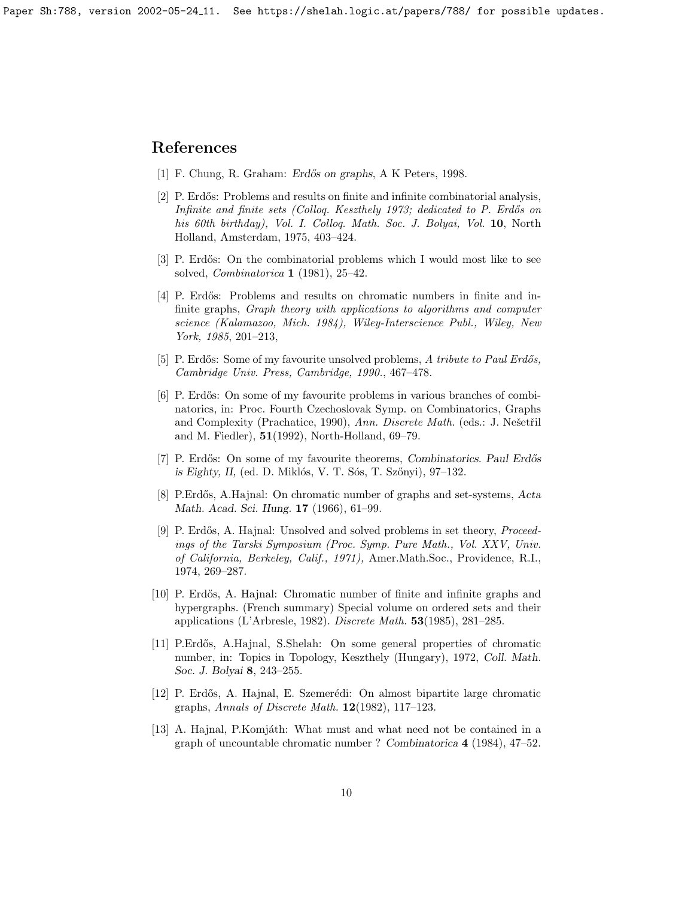## References

[1] F. Chung, R. Graham: *Erdős on graphs*, A K Peters, 1998.

[2] P. Erdős: Problems and results on finite and infinite combinatorial analysis, *Infinite and finite sets (Colloq. Keszthely 1973; dedicated to P. Erdős on his 60th birthday), Vol. I. Colloq. Math. Soc. J. Bolyai, Vol.* **10**, North Holland, Amsterdam, 1975, 403–424.

[3] P. Erdős: On the combinatorial problems which I would most like to see solved, *Combinatorica* **1** (1981), 25–42.

[4] P. Erdős: Problems and results on chromatic numbers in finite and infinite graphs, *Graph theory with applications to algorithms and computer science (Kalamazoo, Mich. 1984), Wiley-Interscience Publ., Wiley, New York, 1985*, 201–213,

[5] P. Erdős: Some of my favourite unsolved problems, *A tribute to Paul Erdős, Cambridge Univ. Press, Cambridge, 1990.*, 467–478.

[6] P. Erdős: On some of my favourite problems in various branches of combinatorics, in: Proc. Fourth Czechoslovak Symp. on Combinatorics, Graphs and Complexity (Prachatice, 1990), *Ann. Discrete Math.* (eds.: J. Nešetřil and M. Fiedler), **51**(1992), North-Holland, 69–79.

[7] P. Erdős: On some of my favourite theorems, *Combinatorics. Paul Erdős is Eighty, II,* (ed. D. Miklós, V. T. Sós, T. Szőnyi), 97–132.

[8] P.Erdős, A.Hajnal: On chromatic number of graphs and set-systems, *Acta Math. Acad. Sci. Hung.* **17** (1966), 61–99.

[9] P. Erdős, A. Hajnal: Unsolved and solved problems in set theory, *Proceedings of the Tarski Symposium (Proc. Symp. Pure Math., Vol. XXV, Univ. of California, Berkeley, Calif., 1971),* Amer.Math.Soc., Providence, R.I., 1974, 269–287.

[10] P. Erdős, A. Hajnal: Chromatic number of finite and infinite graphs and hypergraphs. (French summary) Special volume on ordered sets and their applications (L'Arbresle, 1982). *Discrete Math.* **53**(1985), 281–285.

[11] P.Erdős, A.Hajnal, S.Shelah: On some general properties of chromatic number, in: Topics in Topology, Keszthely (Hungary), 1972, *Coll. Math. Soc. J. Bolyai* **8**, 243–255.

[12] P. Erdős, A. Hajnal, E. Szemerédi: On almost bipartite large chromatic graphs, *Annals of Discrete Math.* **12**(1982), 117–123.

[13] A. Hajnal, P.Komjáth: What must and what need not be contained in a graph of uncountable chromatic number ? *Combinatorica* **4** (1984), 47–52.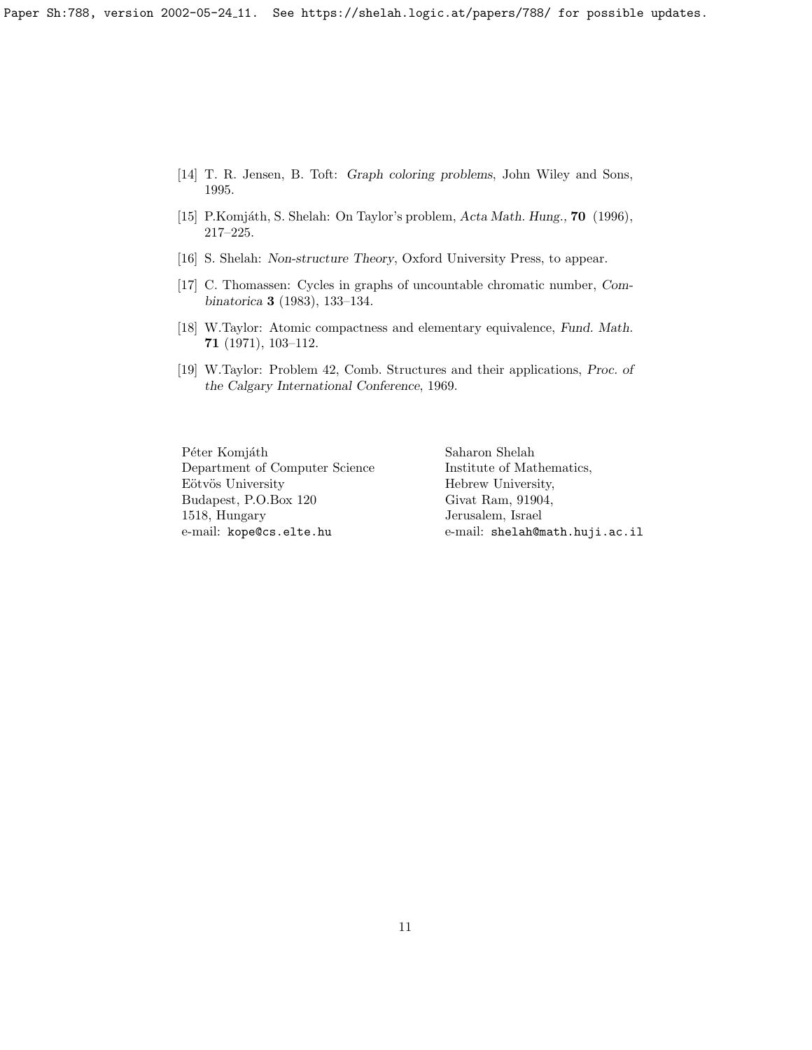[14] T. R. Jensen, B. Toft: *Graph coloring problems*, John Wiley and Sons, 1995.

[15] P.Komjáth, S. Shelah: On Taylor's problem, *Acta Math. Hung.,* **70** (1996), 217–225.

[16] S. Shelah: *Non-structure Theory*, Oxford University Press, to appear.

[17] C. Thomassen: Cycles in graphs of uncountable chromatic number, *Combinatorica* **3** (1983), 133–134.

[18] W.Taylor: Atomic compactness and elementary equivalence, *Fund. Math.* **71** (1971), 103–112.

[19] W.Taylor: Problem 42, Comb. Structures and their applications, *Proc. of the Calgary International Conference*, 1969.

Péter Komjáth
Department of Computer Science
Eötvös University
Budapest, P.O.Box 120
1518, Hungary
e-mail: `kope@cs.elte.hu`

Saharon Shelah
Institute of Mathematics,
Hebrew University,
Givat Ram, 91904,
Jerusalem, Israel
e-mail: `shelah@math.huji.ac.il`